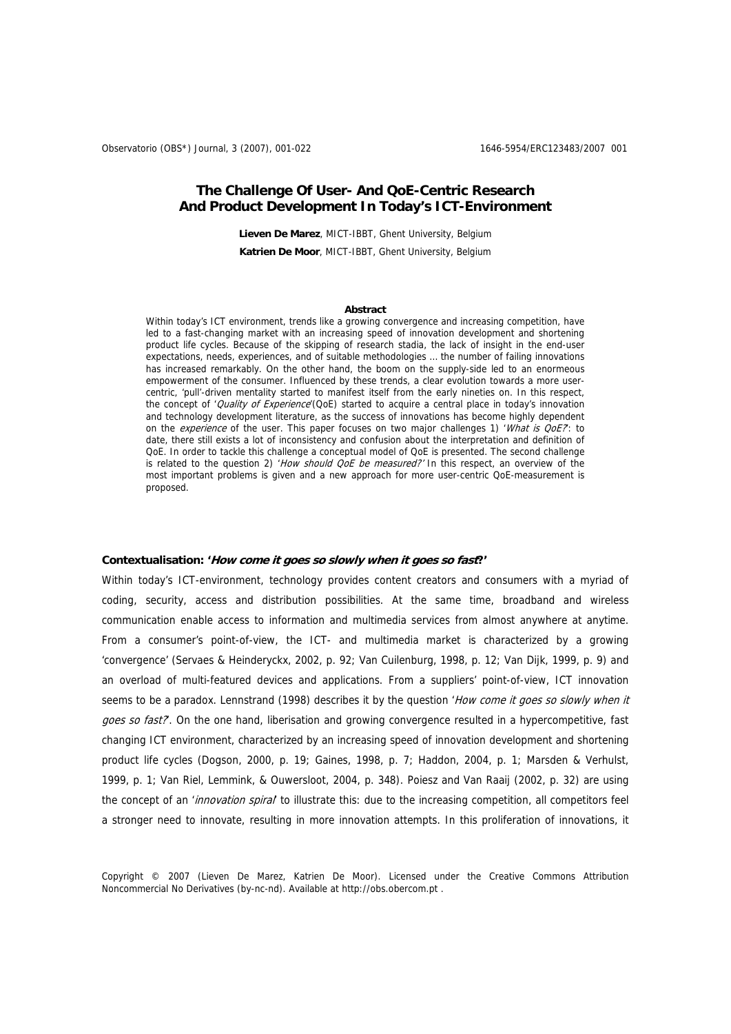# The Challenge Of User- And QoE-Centric Research And Product Development In Today's ICT-Environment

**Lieven De Marez**, MICT-IBBT, Ghent University, Belgium

**Katrien De Moor**, MICT-IBBT, Ghent University, Belgium

**Abstract**

Within today's ICT environment, trends like a growing convergence and increasing competition, have led to a fast-changing market with an increasing speed of innovation development and shortening product life cycles. Because of the skipping of research stadia, the lack of insight in the end-user expectations, needs, experiences, and of suitable methodologies … the number of failing innovations has increased remarkably. On the other hand, the boom on the supply-side led to an enormeous empowerment of the consumer. Influenced by these trends, a clear evolution towards a more user-centric, 'pull'-driven mentality started to manifest itself from the early nineties on. In this respect, the concept of '*Quality of Experience*'(QoE) started to acquire a central place in today's innovation and technology development literature, as the success of innovations has become highly dependent on the *experience* of the user. This paper focuses on two major challenges 1) '*What is QoE?*': to date, there still exists a lot of inconsistency and confusion about the interpretation and definition of QoE. In order to tackle this challenge a conceptual model of QoE is presented. The second challenge is related to the question 2) '*How should QoE be measured?'* In this respect, an overview of the most important problems is given and a new approach for more user-centric QoE-measurement is proposed.

## Contextualisation: '*How come it goes so slowly when it goes so fast?*'

Within today's ICT-environment, technology provides content creators and consumers with a myriad of coding, security, access and distribution possibilities. At the same time, broadband and wireless communication enable access to information and multimedia services from almost anywhere at anytime. From a consumer's point-of-view, the ICT- and multimedia market is characterized by a growing 'convergence' (Servaes & Heinderyckx, 2002, p. 92; Van Cuilenburg, 1998, p. 12; Van Dijk, 1999, p. 9) and an overload of multi-featured devices and applications. From a suppliers' point-of-view, ICT innovation seems to be a paradox. Lennstrand (1998) describes it by the question '*How come it goes so slowly when it goes so fast?*'. On the one hand, liberisation and growing convergence resulted in a hypercompetitive, fast changing ICT environment, characterized by an increasing speed of innovation development and shortening product life cycles (Dogson, 2000, p. 19; Gaines, 1998, p. 7; Haddon, 2004, p. 1; Marsden & Verhulst, 1999, p. 1; Van Riel, Lemmink, & Ouwersloot, 2004, p. 348). Poiesz and Van Raaij (2002, p. 32) are using the concept of an '*innovation spiral*' to illustrate this: due to the increasing competition, all competitors feel a stronger need to innovate, resulting in more innovation attempts. In this proliferation of innovations, it

Copyright © 2007 (Lieven De Marez, Katrien De Moor). Licensed under the Creative Commons Attribution Noncommercial No Derivatives (by-nc-nd). Available at http://obs.obercom.pt .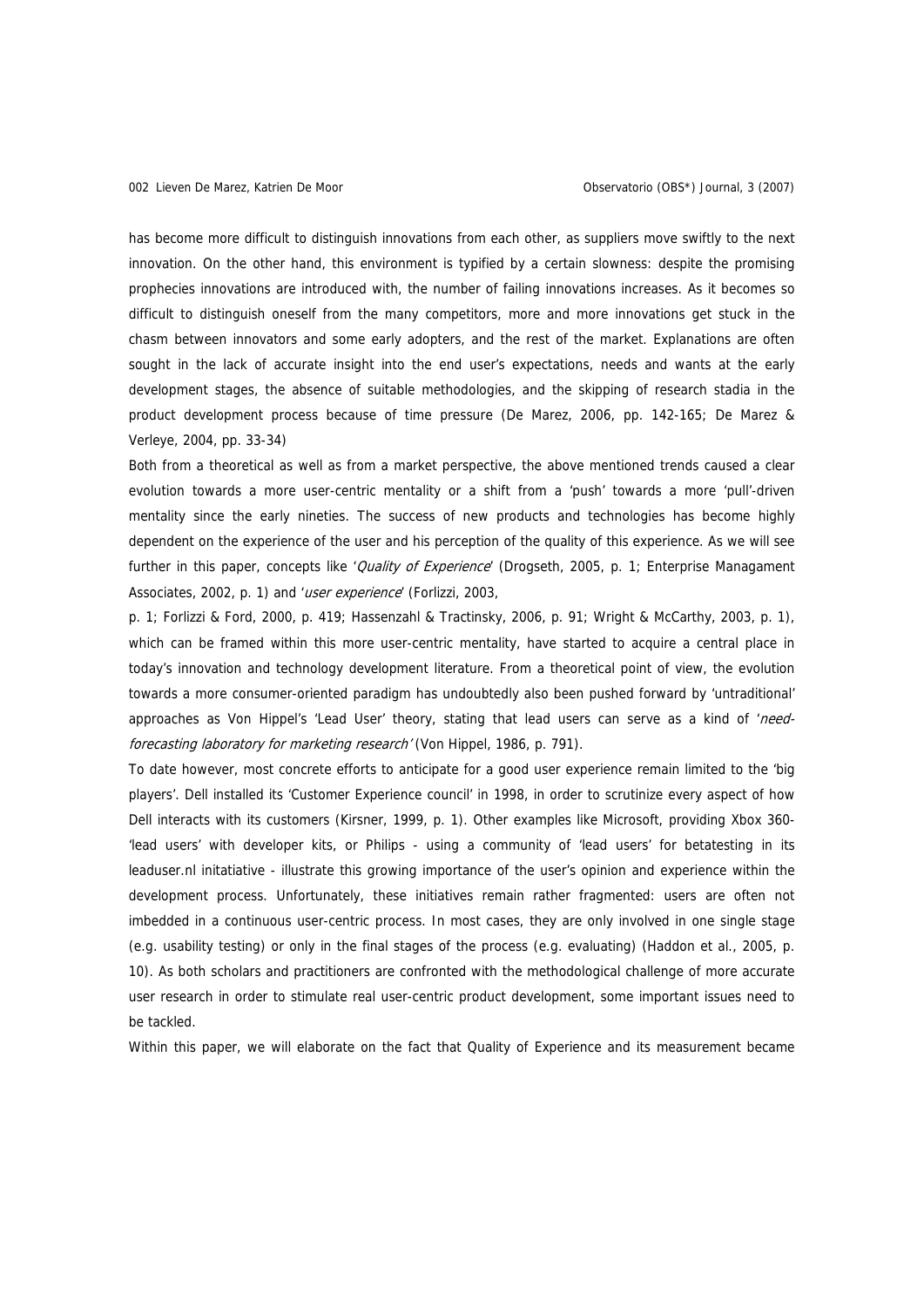has become more difficult to distinguish innovations from each other, as suppliers move swiftly to the next innovation. On the other hand, this environment is typified by a certain slowness: despite the promising prophecies innovations are introduced with, the number of failing innovations increases. As it becomes so difficult to distinguish oneself from the many competitors, more and more innovations get stuck in the chasm between innovators and some early adopters, and the rest of the market. Explanations are often sought in the lack of accurate insight into the end user's expectations, needs and wants at the early development stages, the absence of suitable methodologies, and the skipping of research stadia in the product development process because of time pressure (De Marez, 2006, pp. 142-165; De Marez & Verleye, 2004, pp. 33-34)

Both from a theoretical as well as from a market perspective, the above mentioned trends caused a clear evolution towards a more user-centric mentality or a shift from a 'push' towards a more 'pull'-driven mentality since the early nineties. The success of new products and technologies has become highly dependent on the experience of the user and his perception of the quality of this experience. As we will see further in this paper, concepts like '*Quality of Experience*' (Drogseth, 2005, p. 1; Enterprise Managament Associates, 2002, p. 1) and '*user experience*' (Forlizzi, 2003, p. 1; Forlizzi & Ford, 2000, p. 419; Hassenzahl & Tractinsky, 2006, p. 91; Wright & McCarthy, 2003, p. 1), which can be framed within this more user-centric mentality, have started to acquire a central place in today's innovation and technology development literature. From a theoretical point of view, the evolution towards a more consumer-oriented paradigm has undoubtedly also been pushed forward by 'untraditional' approaches as Von Hippel's 'Lead User' theory, stating that lead users can serve as a kind of '*need-forecasting laboratory for marketing research*' (Von Hippel, 1986, p. 791).

To date however, most concrete efforts to anticipate for a good user experience remain limited to the 'big players'. Dell installed its 'Customer Experience council' in 1998, in order to scrutinize every aspect of how Dell interacts with its customers (Kirsner, 1999, p. 1). Other examples like Microsoft, providing Xbox 360-'lead users' with developer kits, or Philips - using a community of 'lead users' for betatesting in its leaduser.nl initatiative - illustrate this growing importance of the user's opinion and experience within the development process. Unfortunately, these initiatives remain rather fragmented: users are often not imbedded in a continuous user-centric process. In most cases, they are only involved in one single stage (e.g. usability testing) or only in the final stages of the process (e.g. evaluating) (Haddon et al., 2005, p. 10). As both scholars and practitioners are confronted with the methodological challenge of more accurate user research in order to stimulate real user-centric product development, some important issues need to be tackled.

Within this paper, we will elaborate on the fact that Quality of Experience and its measurement became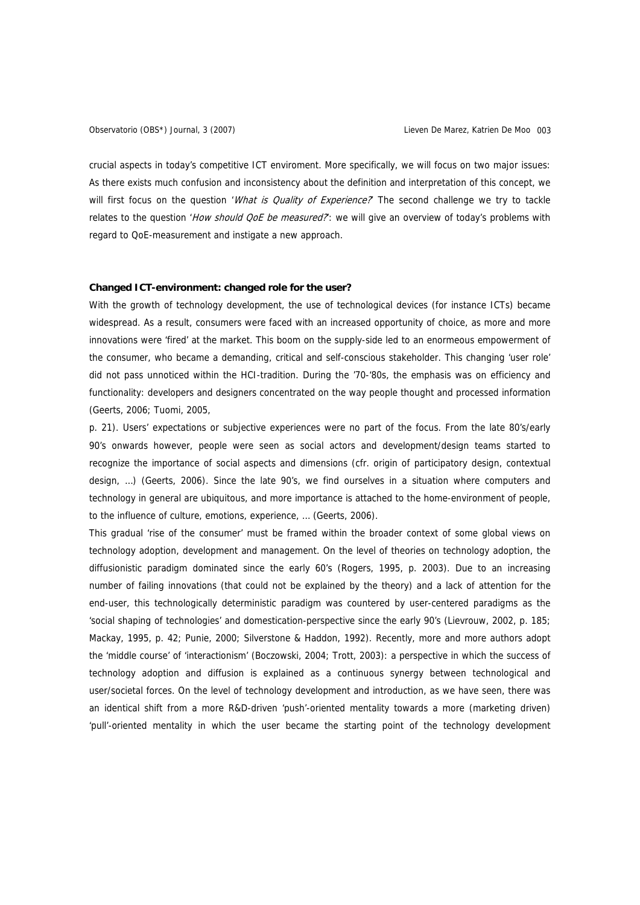crucial aspects in today's competitive ICT enviroment. More specifically, we will focus on two major issues: As there exists much confusion and inconsistency about the definition and interpretation of this concept, we will first focus on the question '*What is Quality of Experience?*' The second challenge we try to tackle relates to the question '*How should QoE be measured?*': we will give an overview of today's problems with regard to QoE-measurement and instigate a new approach.

**Changed ICT-environment: changed role for the user?**

With the growth of technology development, the use of technological devices (for instance ICTs) became widespread. As a result, consumers were faced with an increased opportunity of choice, as more and more innovations were 'fired' at the market. This boom on the supply-side led to an enormeous empowerment of the consumer, who became a demanding, critical and self-conscious stakeholder. This changing 'user role' did not pass unnoticed within the HCI-tradition. During the '70-'80s, the emphasis was on efficiency and functionality: developers and designers concentrated on the way people thought and processed information (Geerts, 2006; Tuomi, 2005, p. 21). Users' expectations or subjective experiences were no part of the focus. From the late 80's/early 90's onwards however, people were seen as social actors and development/design teams started to recognize the importance of social aspects and dimensions (cfr. origin of participatory design, contextual design, …) (Geerts, 2006). Since the late 90's, we find ourselves in a situation where computers and technology in general are ubiquitous, and more importance is attached to the home-environment of people, to the influence of culture, emotions, experience, … (Geerts, 2006).

This gradual 'rise of the consumer' must be framed within the broader context of some global views on technology adoption, development and management. On the level of theories on technology adoption, the diffusionistic paradigm dominated since the early 60's (Rogers, 1995, p. 2003). Due to an increasing number of failing innovations (that could not be explained by the theory) and a lack of attention for the end-user, this technologically deterministic paradigm was countered by user-centered paradigms as the 'social shaping of technologies' and domestication-perspective since the early 90's (Lievrouw, 2002, p. 185; Mackay, 1995, p. 42; Punie, 2000; Silverstone & Haddon, 1992). Recently, more and more authors adopt the 'middle course' of 'interactionism' (Boczowski, 2004; Trott, 2003): a perspective in which the success of technology adoption and diffusion is explained as a continuous synergy between technological and user/societal forces. On the level of technology development and introduction, as we have seen, there was an identical shift from a more R&D-driven 'push'-oriented mentality towards a more (marketing driven) 'pull'-oriented mentality in which the user became the starting point of the technology development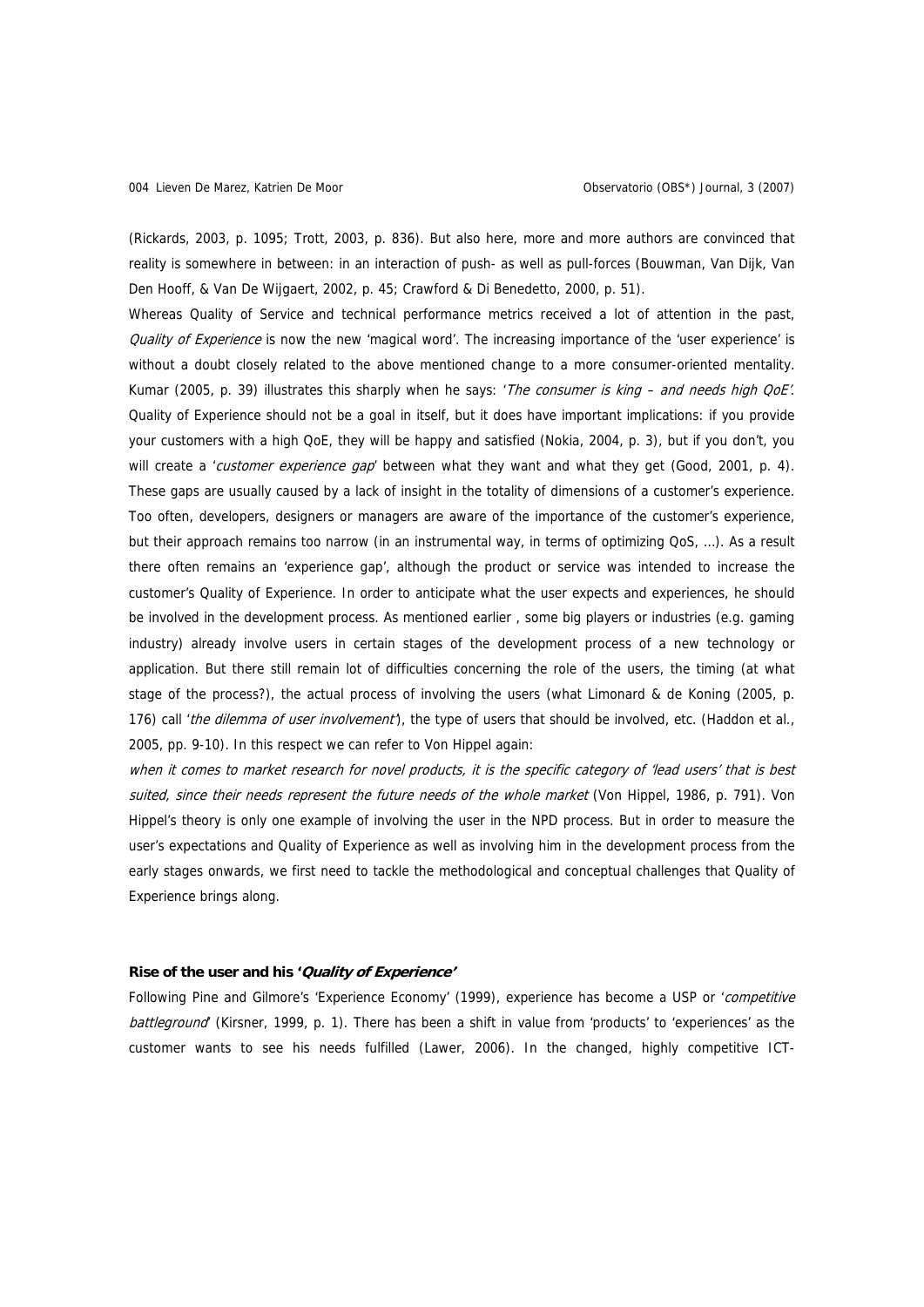(Rickards, 2003, p. 1095; Trott, 2003, p. 836). But also here, more and more authors are convinced that reality is somewhere in between: in an interaction of push- as well as pull-forces (Bouwman, Van Dijk, Van Den Hooff, & Van De Wijgaert, 2002, p. 45; Crawford & Di Benedetto, 2000, p. 51).

Whereas Quality of Service and technical performance metrics received a lot of attention in the past, *Quality of Experience* is now the new 'magical word'. The increasing importance of the 'user experience' is without a doubt closely related to the above mentioned change to a more consumer-oriented mentality. Kumar (2005, p. 39) illustrates this sharply when he says: '*The consumer is king – and needs high QoE'*. Quality of Experience should not be a goal in itself, but it does have important implications: if you provide your customers with a high QoE, they will be happy and satisfied (Nokia, 2004, p. 3), but if you don't, you will create a '*customer experience gap*' between what they want and what they get (Good, 2001, p. 4). These gaps are usually caused by a lack of insight in the totality of dimensions of a customer's experience. Too often, developers, designers or managers are aware of the importance of the customer's experience, but their approach remains too narrow (in an instrumental way, in terms of optimizing QoS, …). As a result there often remains an 'experience gap', although the product or service was intended to increase the customer's Quality of Experience. In order to anticipate what the user expects and experiences, he should be involved in the development process. As mentioned earlier , some big players or industries (e.g. gaming industry) already involve users in certain stages of the development process of a new technology or application. But there still remain lot of difficulties concerning the role of the users, the timing (at what stage of the process?), the actual process of involving the users (what Limonard & de Koning (2005, p. 176) call '*the dilemma of user involvement*'), the type of users that should be involved, etc. (Haddon et al., 2005, pp. 9-10). In this respect we can refer to Von Hippel again:

*when it comes to market research for novel products, it is the specific category of 'lead users' that is best suited, since their needs represent the future needs of the whole market* (Von Hippel, 1986, p. 791). Von Hippel's theory is only one example of involving the user in the NPD process. But in order to measure the user's expectations and Quality of Experience as well as involving him in the development process from the early stages onwards, we first need to tackle the methodological and conceptual challenges that Quality of Experience brings along.

**Rise of the user and his '*Quality of Experience*'**

Following Pine and Gilmore's 'Experience Economy' (1999), experience has become a USP or '*competitive battleground*' (Kirsner, 1999, p. 1). There has been a shift in value from 'products' to 'experiences' as the customer wants to see his needs fulfilled (Lawer, 2006). In the changed, highly competitive ICT-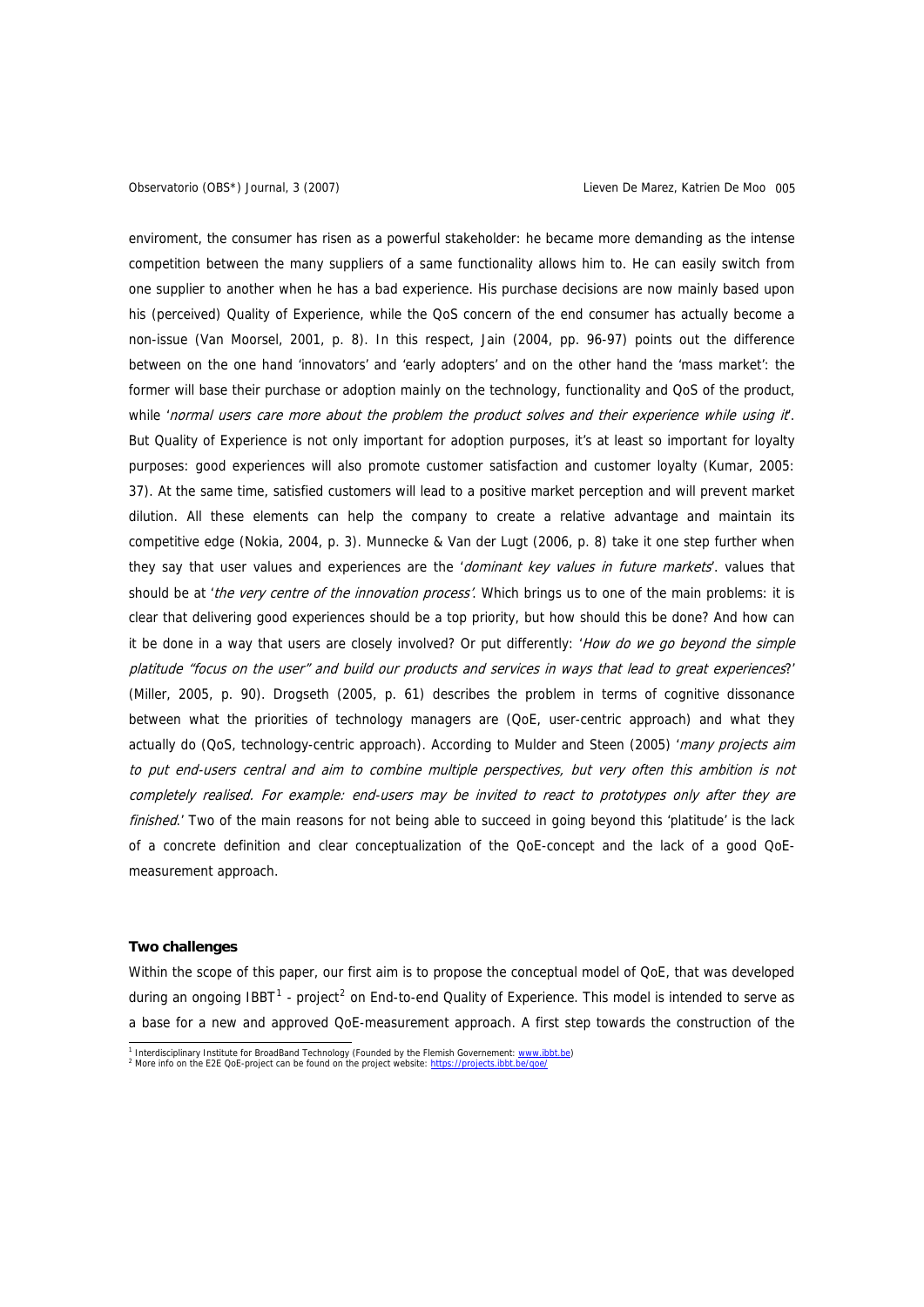enviroment, the consumer has risen as a powerful stakeholder: he became more demanding as the intense competition between the many suppliers of a same functionality allows him to. He can easily switch from one supplier to another when he has a bad experience. His purchase decisions are now mainly based upon his (perceived) Quality of Experience, while the QoS concern of the end consumer has actually become a non-issue (Van Moorsel, 2001, p. 8). In this respect, Jain (2004, pp. 96-97) points out the difference between on the one hand 'innovators' and 'early adopters' and on the other hand the 'mass market': the former will base their purchase or adoption mainly on the technology, functionality and QoS of the product, while '*normal users care more about the problem the product solves and their experience while using it*'. But Quality of Experience is not only important for adoption purposes, it's at least so important for loyalty purposes: good experiences will also promote customer satisfaction and customer loyalty (Kumar, 2005: 37). At the same time, satisfied customers will lead to a positive market perception and will prevent market dilution. All these elements can help the company to create a relative advantage and maintain its competitive edge (Nokia, 2004, p. 3). Munnecke & Van der Lugt (2006, p. 8) take it one step further when they say that user values and experiences are the '*dominant key values in future markets*'. values that should be at '*the very centre of the innovation process*'. Which brings us to one of the main problems: it is clear that delivering good experiences should be a top priority, but how should this be done? And how can it be done in a way that users are closely involved? Or put differently: '*How do we go beyond the simple platitude "focus on the user" and build our products and services in ways that lead to great experiences*?' (Miller, 2005, p. 90). Drogseth (2005, p. 61) describes the problem in terms of cognitive dissonance between what the priorities of technology managers are (QoE, user-centric approach) and what they actually do (QoS, technology-centric approach). According to Mulder and Steen (2005) '*many projects aim to put end-users central and aim to combine multiple perspectives, but very often this ambition is not completely realised. For example: end-users may be invited to react to prototypes only after they are finished*.' Two of the main reasons for not being able to succeed in going beyond this 'platitude' is the lack of a concrete definition and clear conceptualization of the QoE-concept and the lack of a good QoE-measurement approach.

**Two challenges**

Within the scope of this paper, our first aim is to propose the conceptual model of QoE, that was developed during an ongoing IBBT[1] - project[2] on End-to-end Quality of Experience. This model is intended to serve as a base for a new and approved QoE-measurement approach. A first step towards the construction of the

[1] Interdisciplinary Institute for BroadBand Technology (Founded by the Flemish Governement: www.ibbt.be)
[2] More info on the E2E QoE-project can be found on the project website: https://projects.ibbt.be/qoe/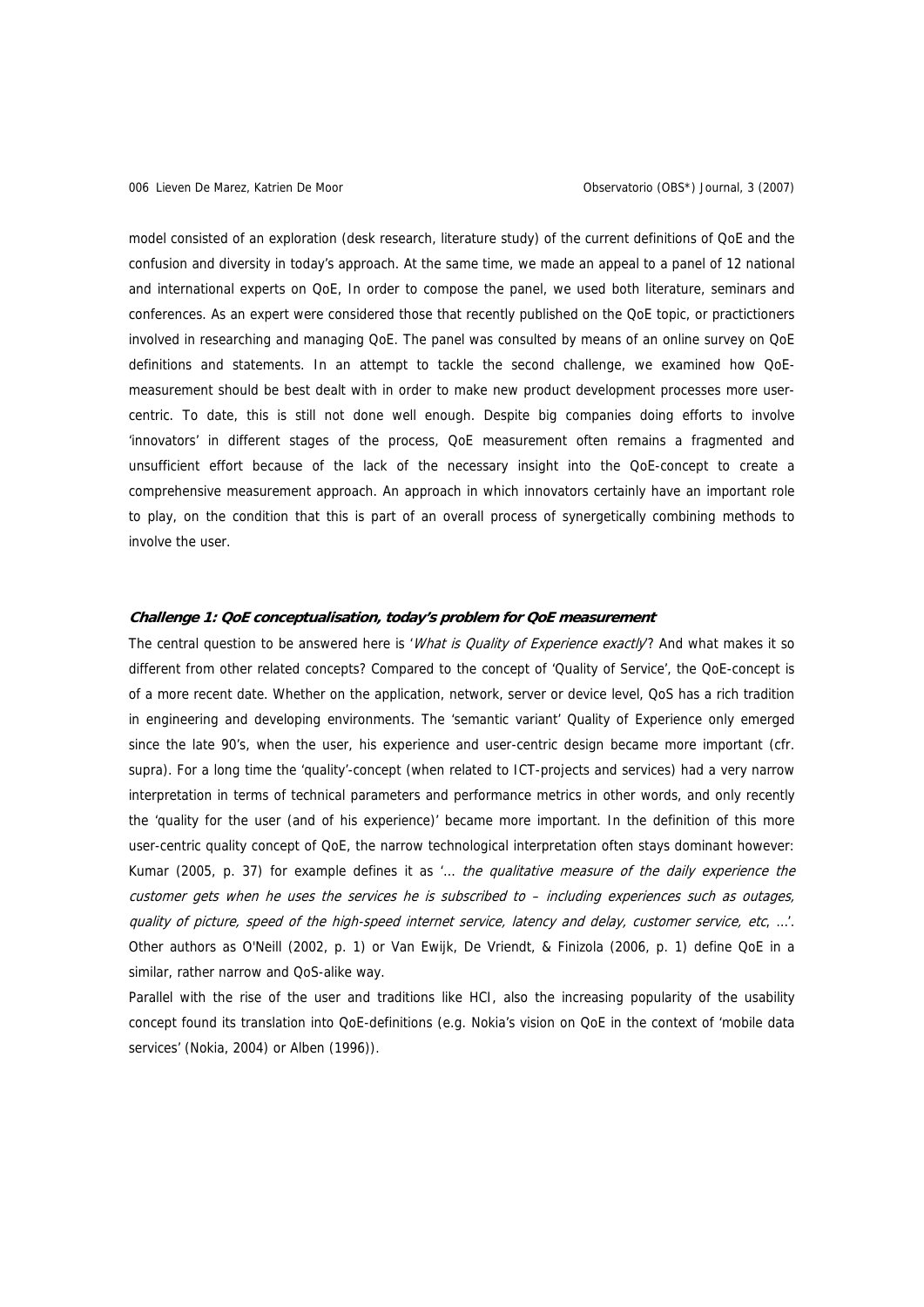model consisted of an exploration (desk research, literature study) of the current definitions of QoE and the confusion and diversity in today's approach. At the same time, we made an appeal to a panel of 12 national and international experts on QoE, In order to compose the panel, we used both literature, seminars and conferences. As an expert were considered those that recently published on the QoE topic, or practictioners involved in researching and managing QoE. The panel was consulted by means of an online survey on QoE definitions and statements. In an attempt to tackle the second challenge, we examined how QoE-measurement should be best dealt with in order to make new product development processes more user-centric. To date, this is still not done well enough. Despite big companies doing efforts to involve 'innovators' in different stages of the process, QoE measurement often remains a fragmented and unsufficient effort because of the lack of the necessary insight into the QoE-concept to create a comprehensive measurement approach. An approach in which innovators certainly have an important role to play, on the condition that this is part of an overall process of synergetically combining methods to involve the user.

#### ***Challenge 1: QoE conceptualisation, today's problem for QoE measurement***

The central question to be answered here is '*What is Quality of Experience exactly*'? And what makes it so different from other related concepts? Compared to the concept of 'Quality of Service', the QoE-concept is of a more recent date. Whether on the application, network, server or device level, QoS has a rich tradition in engineering and developing environments. The 'semantic variant' Quality of Experience only emerged since the late 90's, when the user, his experience and user-centric design became more important (cfr. supra). For a long time the 'quality'-concept (when related to ICT-projects and services) had a very narrow interpretation in terms of technical parameters and performance metrics in other words, and only recently the 'quality for the user (and of his experience)' became more important. In the definition of this more user-centric quality concept of QoE, the narrow technological interpretation often stays dominant however: Kumar (2005, p. 37) for example defines it as '*... the qualitative measure of the daily experience the customer gets when he uses the services he is subscribed to – including experiences such as outages, quality of picture, speed of the high-speed internet service, latency and delay, customer service, etc, ...*'. Other authors as O'Neill (2002, p. 1) or Van Ewijk, De Vriendt, & Finizola (2006, p. 1) define QoE in a similar, rather narrow and QoS-alike way.

Parallel with the rise of the user and traditions like HCI, also the increasing popularity of the usability concept found its translation into QoE-definitions (e.g. Nokia's vision on QoE in the context of 'mobile data services' (Nokia, 2004) or Alben (1996)).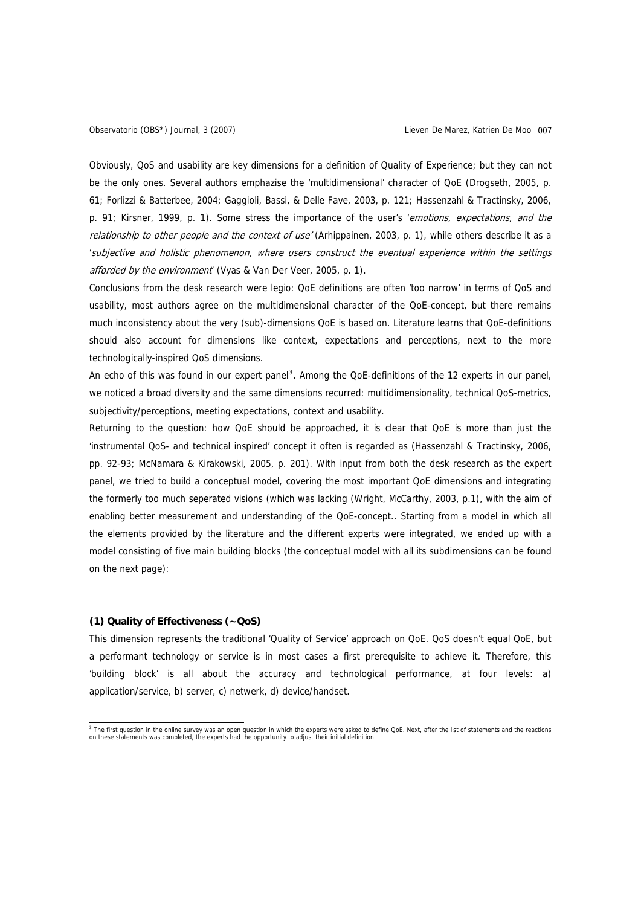Obviously, QoS and usability are key dimensions for a definition of Quality of Experience; but they can not be the only ones. Several authors emphazise the 'multidimensional' character of QoE (Drogseth, 2005, p. 61; Forlizzi & Batterbee, 2004; Gaggioli, Bassi, & Delle Fave, 2003, p. 121; Hassenzahl & Tractinsky, 2006, p. 91; Kirsner, 1999, p. 1). Some stress the importance of the user's '*emotions, expectations, and the relationship to other people and the context of use*' (Arhippainen, 2003, p. 1), while others describe it as a '*subjective and holistic phenomenon, where users construct the eventual experience within the settings afforded by the environment*' (Vyas & Van Der Veer, 2005, p. 1).

Conclusions from the desk research were legio: QoE definitions are often 'too narrow' in terms of QoS and usability, most authors agree on the multidimensional character of the QoE-concept, but there remains much inconsistency about the very (sub)-dimensions QoE is based on. Literature learns that QoE-definitions should also account for dimensions like context, expectations and perceptions, next to the more technologically-inspired QoS dimensions.

An echo of this was found in our expert panel[3]. Among the QoE-definitions of the 12 experts in our panel, we noticed a broad diversity and the same dimensions recurred: multidimensionality, technical QoS-metrics, subjectivity/perceptions, meeting expectations, context and usability.

Returning to the question: how QoE should be approached, it is clear that QoE is more than just the 'instrumental QoS- and technical inspired' concept it often is regarded as (Hassenzahl & Tractinsky, 2006, pp. 92-93; McNamara & Kirakowski, 2005, p. 201). With input from both the desk research as the expert panel, we tried to build a conceptual model, covering the most important QoE dimensions and integrating the formerly too much seperated visions (which was lacking (Wright, McCarthy, 2003, p.1), with the aim of enabling better measurement and understanding of the QoE-concept.. Starting from a model in which all the elements provided by the literature and the different experts were integrated, we ended up with a model consisting of five main building blocks (the conceptual model with all its subdimensions can be found on the next page):

**(1) Quality of Effectiveness (~QoS)**

This dimension represents the traditional 'Quality of Service' approach on QoE. QoS doesn't equal QoE, but a performant technology or service is in most cases a first prerequisite to achieve it. Therefore, this 'building block' is all about the accuracy and technological performance, at four levels: a) application/service, b) server, c) netwerk, d) device/handset.

---

[3] The first question in the online survey was an open question in which the experts were asked to define QoE. Next, after the list of statements and the reactions on these statements was completed, the experts had the opportunity to adjust their initial definition.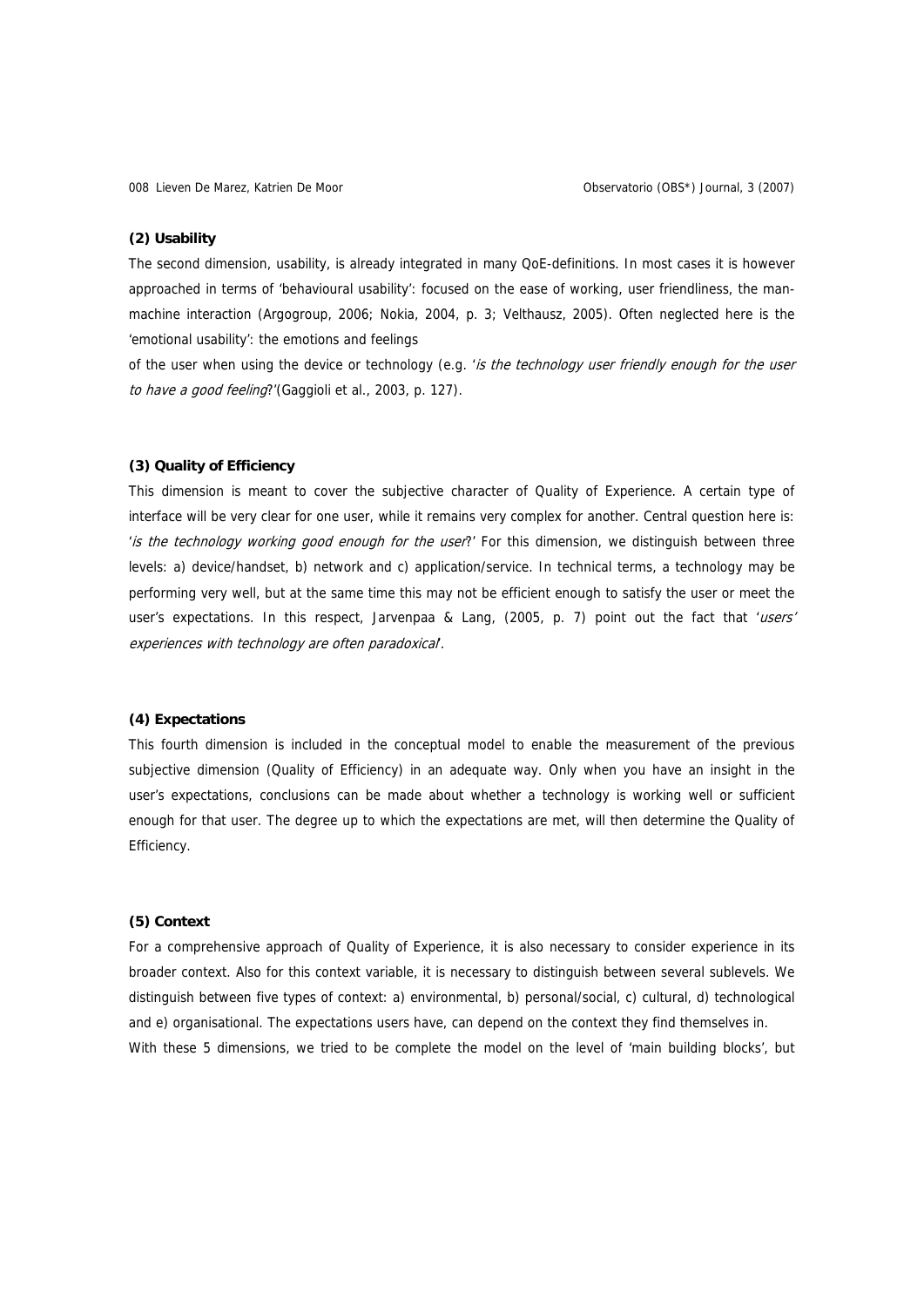**(2) Usability**

The second dimension, usability, is already integrated in many QoE-definitions. In most cases it is however approached in terms of 'behavioural usability': focused on the ease of working, user friendliness, the man-machine interaction (Argogroup, 2006; Nokia, 2004, p. 3; Velthausz, 2005). Often neglected here is the 'emotional usability': the emotions and feelings

of the user when using the device or technology (e.g. '*is the technology user friendly enough for the user to have a good feeling*?'(Gaggioli et al., 2003, p. 127).

**(3) Quality of Efficiency**

This dimension is meant to cover the subjective character of Quality of Experience. A certain type of interface will be very clear for one user, while it remains very complex for another. Central question here is: '*is the technology working good enough for the user*?' For this dimension, we distinguish between three levels: a) device/handset, b) network and c) application/service. In technical terms, a technology may be performing very well, but at the same time this may not be efficient enough to satisfy the user or meet the user's expectations. In this respect, Jarvenpaa & Lang, (2005, p. 7) point out the fact that '*users' experiences with technology are often paradoxical*'.

**(4) Expectations**

This fourth dimension is included in the conceptual model to enable the measurement of the previous subjective dimension (Quality of Efficiency) in an adequate way. Only when you have an insight in the user's expectations, conclusions can be made about whether a technology is working well or sufficient enough for that user. The degree up to which the expectations are met, will then determine the Quality of Efficiency.

**(5) Context**

For a comprehensive approach of Quality of Experience, it is also necessary to consider experience in its broader context. Also for this context variable, it is necessary to distinguish between several sublevels. We distinguish between five types of context: a) environmental, b) personal/social, c) cultural, d) technological and e) organisational. The expectations users have, can depend on the context they find themselves in.

With these 5 dimensions, we tried to be complete the model on the level of 'main building blocks', but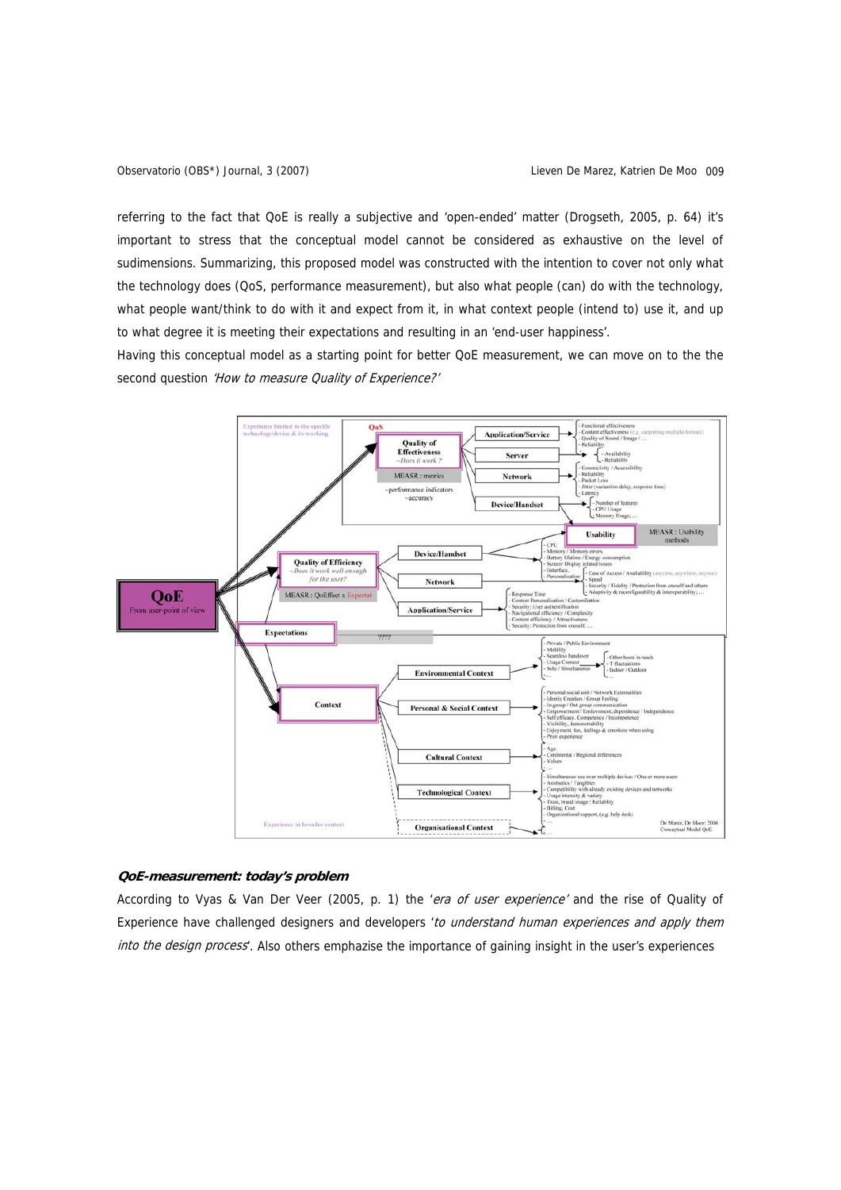referring to the fact that QoE is really a subjective and 'open-ended' matter (Drogseth, 2005, p. 64) it's important to stress that the conceptual model cannot be considered as exhaustive on the level of sudimensions. Summarizing, this proposed model was constructed with the intention to cover not only what the technology does (QoS, performance measurement), but also what people (can) do with the technology, what people want/think to do with it and expect from it, in what context people (intend to) use it, and up to what degree it is meeting their expectations and resulting in an 'end-user happiness'.

Having this conceptual model as a starting point for better QoE measurement, we can move on to the the second question *'How to measure Quality of Experience?'*

## QoE-measurement: today's problem

According to Vyas & Van Der Veer (2005, p. 1) the '*era of user experience*' and the rise of Quality of Experience have challenged designers and developers '*to understand human experiences and apply them into the design process*'. Also others emphazise the importance of gaining insight in the user's experiences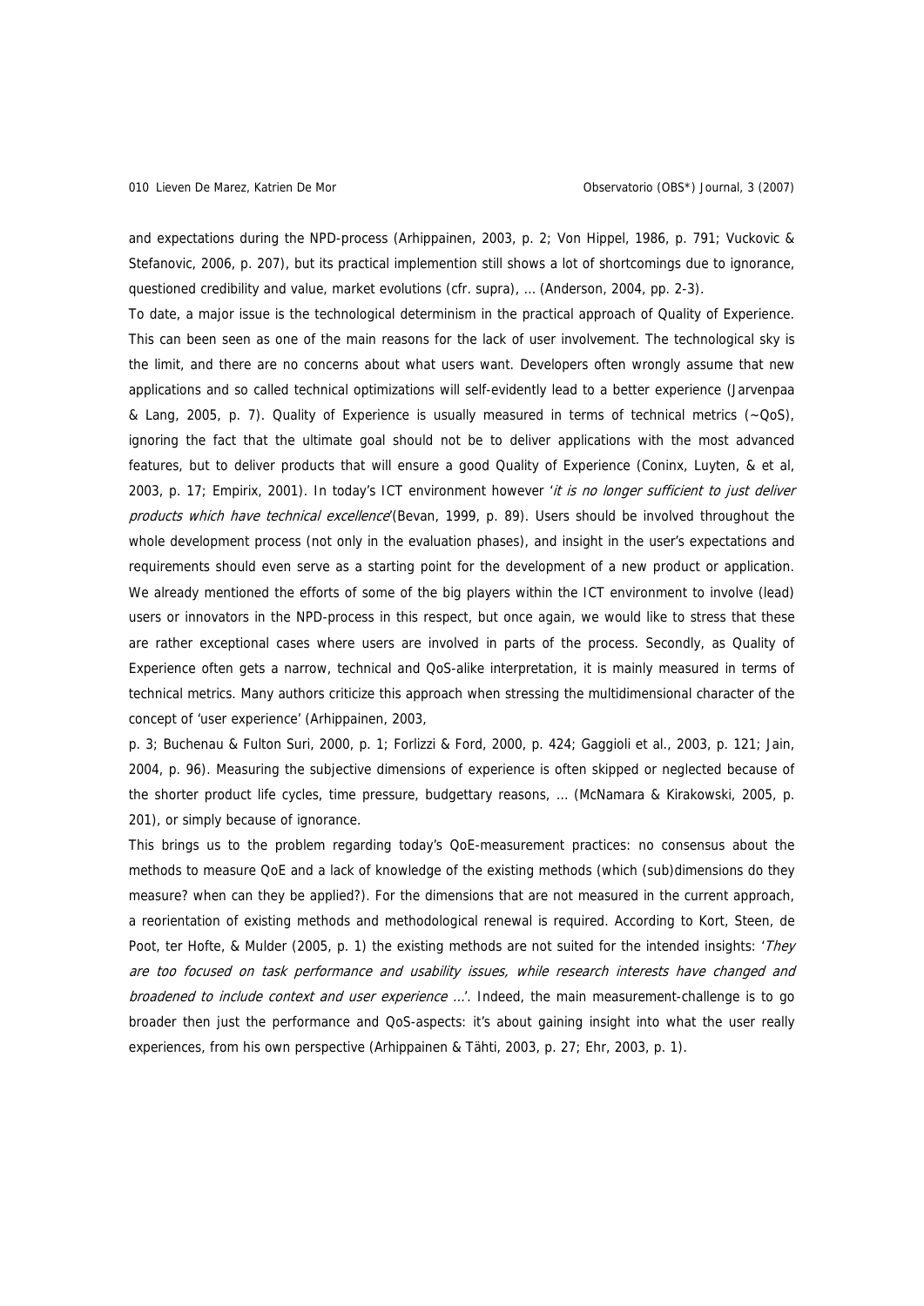and expectations during the NPD-process (Arhippainen, 2003, p. 2; Von Hippel, 1986, p. 791; Vuckovic & Stefanovic, 2006, p. 207), but its practical implemention still shows a lot of shortcomings due to ignorance, questioned credibility and value, market evolutions (cfr. supra), … (Anderson, 2004, pp. 2-3).

To date, a major issue is the technological determinism in the practical approach of Quality of Experience. This can been seen as one of the main reasons for the lack of user involvement. The technological sky is the limit, and there are no concerns about what users want. Developers often wrongly assume that new applications and so called technical optimizations will self-evidently lead to a better experience (Jarvenpaa & Lang, 2005, p. 7). Quality of Experience is usually measured in terms of technical metrics (~QoS), ignoring the fact that the ultimate goal should not be to deliver applications with the most advanced features, but to deliver products that will ensure a good Quality of Experience (Coninx, Luyten, & et al, 2003, p. 17; Empirix, 2001). In today's ICT environment however '*it is no longer sufficient to just deliver products which have technical excellence*'(Bevan, 1999, p. 89). Users should be involved throughout the whole development process (not only in the evaluation phases), and insight in the user's expectations and requirements should even serve as a starting point for the development of a new product or application. We already mentioned the efforts of some of the big players within the ICT environment to involve (lead) users or innovators in the NPD-process in this respect, but once again, we would like to stress that these are rather exceptional cases where users are involved in parts of the process. Secondly, as Quality of Experience often gets a narrow, technical and QoS-alike interpretation, it is mainly measured in terms of technical metrics. Many authors criticize this approach when stressing the multidimensional character of the concept of 'user experience' (Arhippainen, 2003, p. 3; Buchenau & Fulton Suri, 2000, p. 1; Forlizzi & Ford, 2000, p. 424; Gaggioli et al., 2003, p. 121; Jain, 2004, p. 96). Measuring the subjective dimensions of experience is often skipped or neglected because of the shorter product life cycles, time pressure, budgettary reasons, … (McNamara & Kirakowski, 2005, p. 201), or simply because of ignorance.

This brings us to the problem regarding today's QoE-measurement practices: no consensus about the methods to measure QoE and a lack of knowledge of the existing methods (which (sub)dimensions do they measure? when can they be applied?). For the dimensions that are not measured in the current approach, a reorientation of existing methods and methodological renewal is required. According to Kort, Steen, de Poot, ter Hofte, & Mulder (2005, p. 1) the existing methods are not suited for the intended insights: '*They are too focused on task performance and usability issues, while research interests have changed and broadened to include context and user experience …*'. Indeed, the main measurement-challenge is to go broader then just the performance and QoS-aspects: it's about gaining insight into what the user really experiences, from his own perspective (Arhippainen & Tähti, 2003, p. 27; Ehr, 2003, p. 1).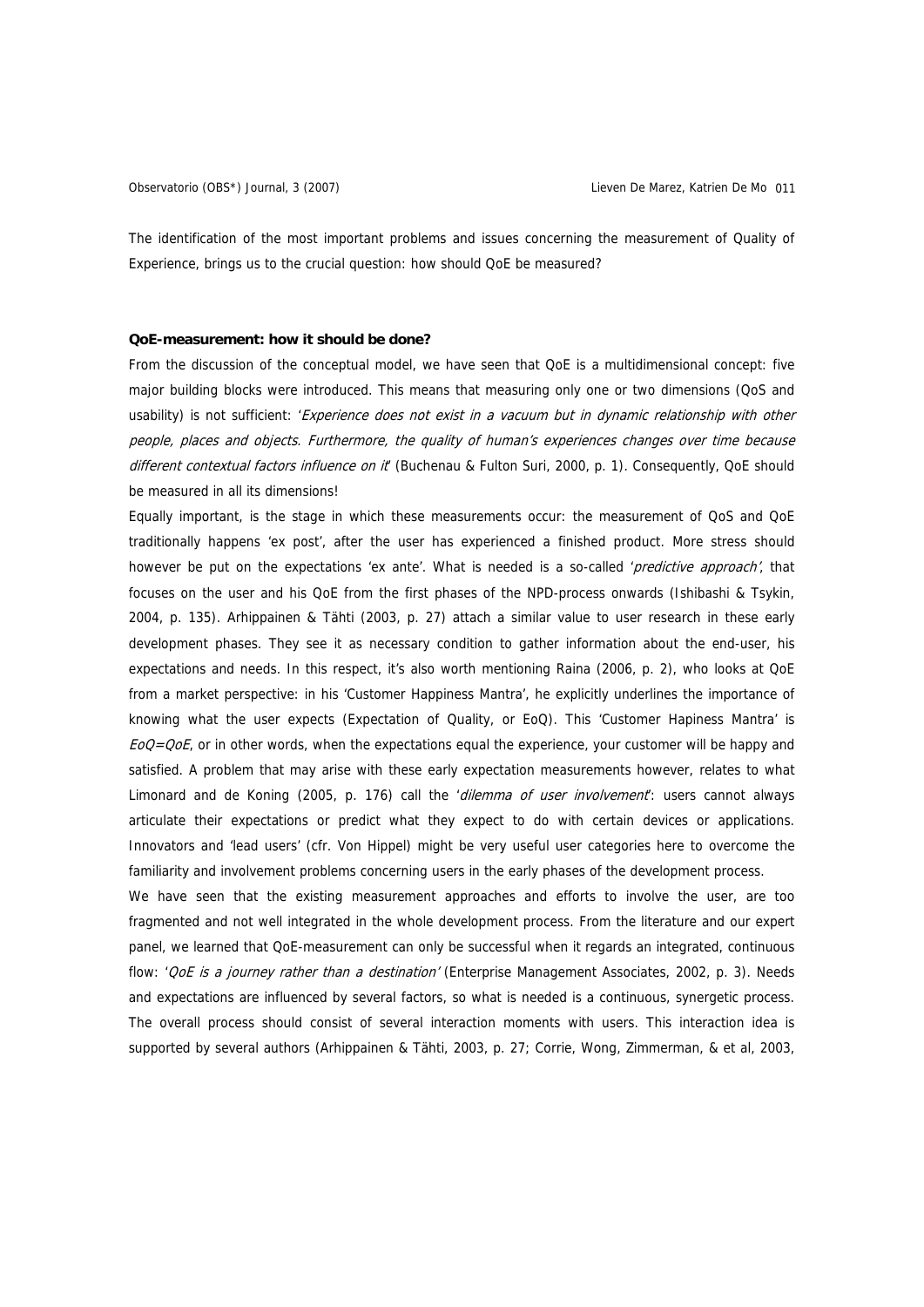The identification of the most important problems and issues concerning the measurement of Quality of Experience, brings us to the crucial question: how should QoE be measured?

**QoE-measurement: how it should be done?**

From the discussion of the conceptual model, we have seen that QoE is a multidimensional concept: five major building blocks were introduced. This means that measuring only one or two dimensions (QoS and usability) is not sufficient: '*Experience does not exist in a vacuum but in dynamic relationship with other people, places and objects. Furthermore, the quality of human's experiences changes over time because different contextual factors influence on it*' (Buchenau & Fulton Suri, 2000, p. 1). Consequently, QoE should be measured in all its dimensions!

Equally important, is the stage in which these measurements occur: the measurement of QoS and QoE traditionally happens 'ex post', after the user has experienced a finished product. More stress should however be put on the expectations 'ex ante'. What is needed is a so-called '*predictive approach*', that focuses on the user and his QoE from the first phases of the NPD-process onwards (Ishibashi & Tsykin, 2004, p. 135). Arhippainen & Tähti (2003, p. 27) attach a similar value to user research in these early development phases. They see it as necessary condition to gather information about the end-user, his expectations and needs. In this respect, it's also worth mentioning Raina (2006, p. 2), who looks at QoE from a market perspective: in his 'Customer Happiness Mantra', he explicitly underlines the importance of knowing what the user expects (Expectation of Quality, or EoQ). This 'Customer Hapiness Mantra' is *EoQ=QoE*, or in other words, when the expectations equal the experience, your customer will be happy and satisfied. A problem that may arise with these early expectation measurements however, relates to what Limonard and de Koning (2005, p. 176) call the '*dilemma of user involvement*': users cannot always articulate their expectations or predict what they expect to do with certain devices or applications. Innovators and 'lead users' (cfr. Von Hippel) might be very useful user categories here to overcome the familiarity and involvement problems concerning users in the early phases of the development process.

We have seen that the existing measurement approaches and efforts to involve the user, are too fragmented and not well integrated in the whole development process. From the literature and our expert panel, we learned that QoE-measurement can only be successful when it regards an integrated, continuous flow: '*QoE is a journey rather than a destination*' (Enterprise Management Associates, 2002, p. 3). Needs and expectations are influenced by several factors, so what is needed is a continuous, synergetic process. The overall process should consist of several interaction moments with users. This interaction idea is supported by several authors (Arhippainen & Tähti, 2003, p. 27; Corrie, Wong, Zimmerman, & et al, 2003,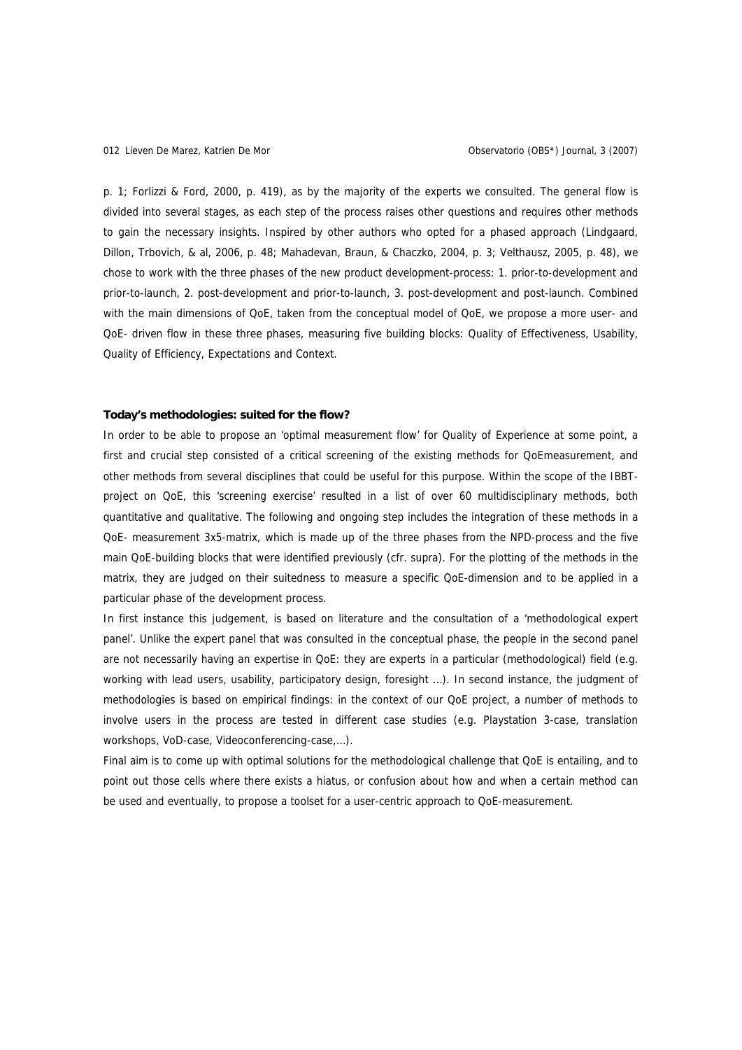p. 1; Forlizzi & Ford, 2000, p. 419), as by the majority of the experts we consulted. The general flow is divided into several stages, as each step of the process raises other questions and requires other methods to gain the necessary insights. Inspired by other authors who opted for a phased approach (Lindgaard, Dillon, Trbovich, & al, 2006, p. 48; Mahadevan, Braun, & Chaczko, 2004, p. 3; Velthausz, 2005, p. 48), we chose to work with the three phases of the new product development-process: 1. prior-to-development and prior-to-launch, 2. post-development and prior-to-launch, 3. post-development and post-launch. Combined with the main dimensions of QoE, taken from the conceptual model of QoE, we propose a more user- and QoE- driven flow in these three phases, measuring five building blocks: Quality of Effectiveness, Usability, Quality of Efficiency, Expectations and Context.

**Today's methodologies: suited for the flow?**

In order to be able to propose an 'optimal measurement flow' for Quality of Experience at some point, a first and crucial step consisted of a critical screening of the existing methods for QoEmeasurement, and other methods from several disciplines that could be useful for this purpose. Within the scope of the IBBT-project on QoE, this 'screening exercise' resulted in a list of over 60 multidisciplinary methods, both quantitative and qualitative. The following and ongoing step includes the integration of these methods in a QoE- measurement 3x5-matrix, which is made up of the three phases from the NPD-process and the five main QoE-building blocks that were identified previously (cfr. supra). For the plotting of the methods in the matrix, they are judged on their suitedness to measure a specific QoE-dimension and to be applied in a particular phase of the development process.

In first instance this judgement, is based on literature and the consultation of a 'methodological expert panel'. Unlike the expert panel that was consulted in the conceptual phase, the people in the second panel are not necessarily having an expertise in QoE: they are experts in a particular (methodological) field (e.g. working with lead users, usability, participatory design, foresight …). In second instance, the judgment of methodologies is based on empirical findings: in the context of our QoE project, a number of methods to involve users in the process are tested in different case studies (e.g. Playstation 3-case, translation workshops, VoD-case, Videoconferencing-case,…).

Final aim is to come up with optimal solutions for the methodological challenge that QoE is entailing, and to point out those cells where there exists a hiatus, or confusion about how and when a certain method can be used and eventually, to propose a toolset for a user-centric approach to QoE-measurement.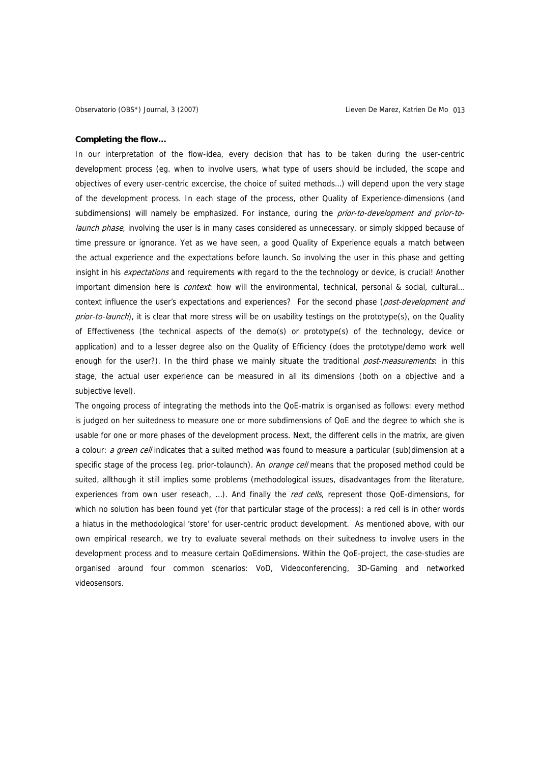**Completing the flow…**

In our interpretation of the flow-idea, every decision that has to be taken during the user-centric development process (eg. when to involve users, what type of users should be included, the scope and objectives of every user-centric excercise, the choice of suited methods…) will depend upon the very stage of the development process. In each stage of the process, other Quality of Experience-dimensions (and subdimensions) will namely be emphasized. For instance, during the *prior-to-development and prior-to-launch phase*, involving the user is in many cases considered as unnecessary, or simply skipped because of time pressure or ignorance. Yet as we have seen, a good Quality of Experience equals a match between the actual experience and the expectations before launch. So involving the user in this phase and getting insight in his *expectations* and requirements with regard to the the technology or device, is crucial! Another important dimension here is *context*: how will the environmental, technical, personal & social, cultural… context influence the user's expectations and experiences? For the second phase (*post-development and prior-to-launch*), it is clear that more stress will be on usability testings on the prototype(s), on the Quality of Effectiveness (the technical aspects of the demo(s) or prototype(s) of the technology, device or application) and to a lesser degree also on the Quality of Efficiency (does the prototype/demo work well enough for the user?). In the third phase we mainly situate the traditional *post-measurements*: in this stage, the actual user experience can be measured in all its dimensions (both on a objective and a subjective level).

The ongoing process of integrating the methods into the QoE-matrix is organised as follows: every method is judged on her suitedness to measure one or more subdimensions of QoE and the degree to which she is usable for one or more phases of the development process. Next, the different cells in the matrix, are given a colour: *a green cell* indicates that a suited method was found to measure a particular (sub)dimension at a specific stage of the process (eg. prior-tolaunch). An *orange cell* means that the proposed method could be suited, allthough it still implies some problems (methodological issues, disadvantages from the literature, experiences from own user reseach, …). And finally the *red cells*, represent those QoE-dimensions, for which no solution has been found yet (for that particular stage of the process): a red cell is in other words a hiatus in the methodological 'store' for user-centric product development. As mentioned above, with our own empirical research, we try to evaluate several methods on their suitedness to involve users in the development process and to measure certain QoEdimensions. Within the QoE-project, the case-studies are organised around four common scenarios: VoD, Videoconferencing, 3D-Gaming and networked videosensors.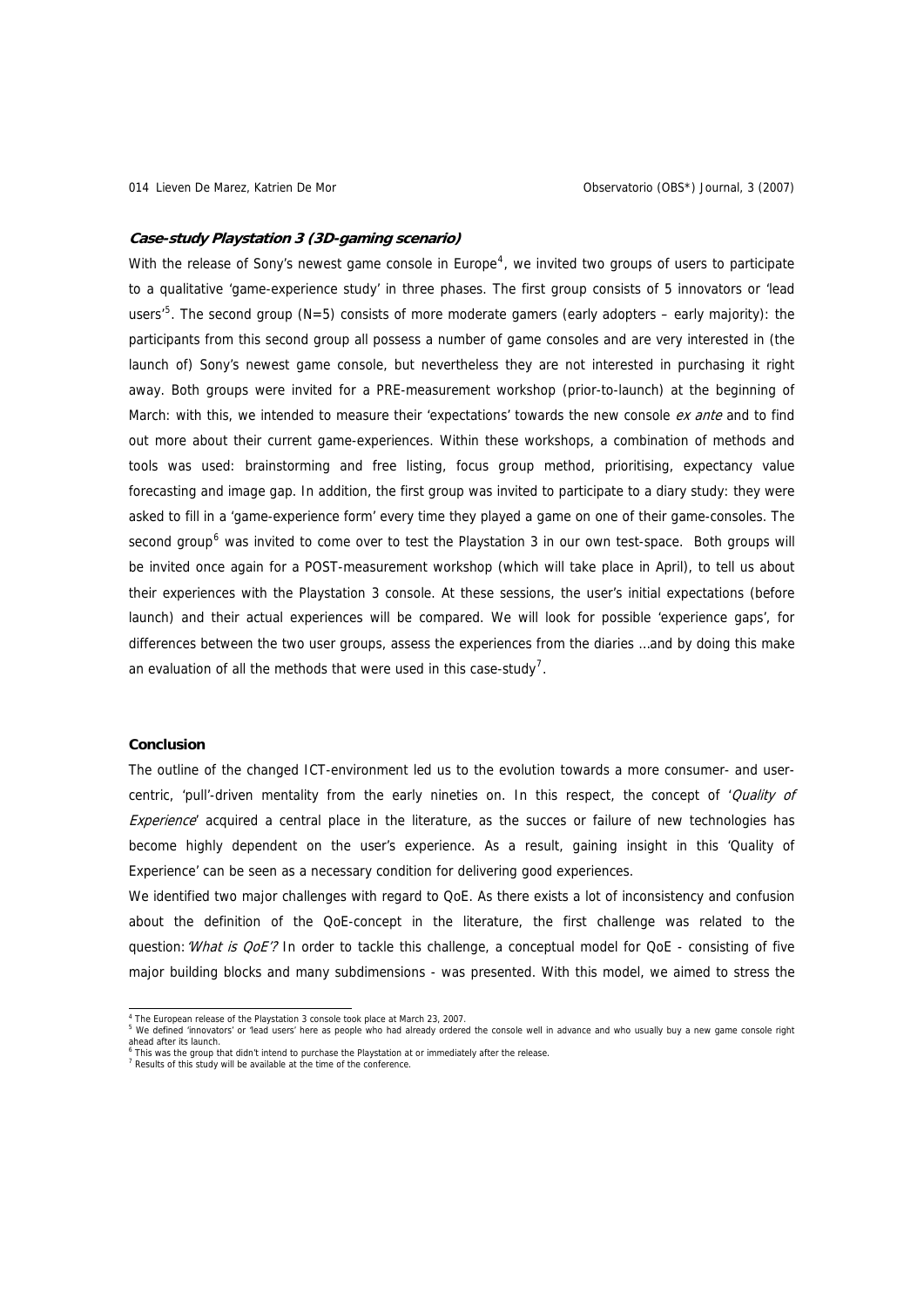### ***Case-study Playstation 3 (3D-gaming scenario)***

With the release of Sony's newest game console in Europe[4], we invited two groups of users to participate to a qualitative 'game-experience study' in three phases. The first group consists of 5 innovators or 'lead users'[5]. The second group (N=5) consists of more moderate gamers (early adopters – early majority): the participants from this second group all possess a number of game consoles and are very interested in (the launch of) Sony's newest game console, but nevertheless they are not interested in purchasing it right away. Both groups were invited for a PRE-measurement workshop (prior-to-launch) at the beginning of March: with this, we intended to measure their 'expectations' towards the new console *ex ante* and to find out more about their current game-experiences. Within these workshops, a combination of methods and tools was used: brainstorming and free listing, focus group method, prioritising, expectancy value forecasting and image gap. In addition, the first group was invited to participate to a diary study: they were asked to fill in a 'game-experience form' every time they played a game on one of their game-consoles. The second group[6] was invited to come over to test the Playstation 3 in our own test-space. Both groups will be invited once again for a POST-measurement workshop (which will take place in April), to tell us about their experiences with the Playstation 3 console. At these sessions, the user's initial expectations (before launch) and their actual experiences will be compared. We will look for possible 'experience gaps', for differences between the two user groups, assess the experiences from the diaries …and by doing this make an evaluation of all the methods that were used in this case-study[7].

#### **Conclusion**

The outline of the changed ICT-environment led us to the evolution towards a more consumer- and user-centric, 'pull'-driven mentality from the early nineties on. In this respect, the concept of '*Quality of Experience*' acquired a central place in the literature, as the succes or failure of new technologies has become highly dependent on the user's experience. As a result, gaining insight in this 'Quality of Experience' can be seen as a necessary condition for delivering good experiences.

We identified two major challenges with regard to QoE. As there exists a lot of inconsistency and confusion about the definition of the QoE-concept in the literature, the first challenge was related to the question: *'What is QoE'?* In order to tackle this challenge, a conceptual model for QoE - consisting of five major building blocks and many subdimensions - was presented. With this model, we aimed to stress the

---

[4] The European release of the Playstation 3 console took place at March 23, 2007.

[5] We defined 'innovators' or 'lead users' here as people who had already ordered the console well in advance and who usually buy a new game console right ahead after its launch.

[6] This was the group that didn't intend to purchase the Playstation at or immediately after the release.

[7] Results of this study will be available at the time of the conference.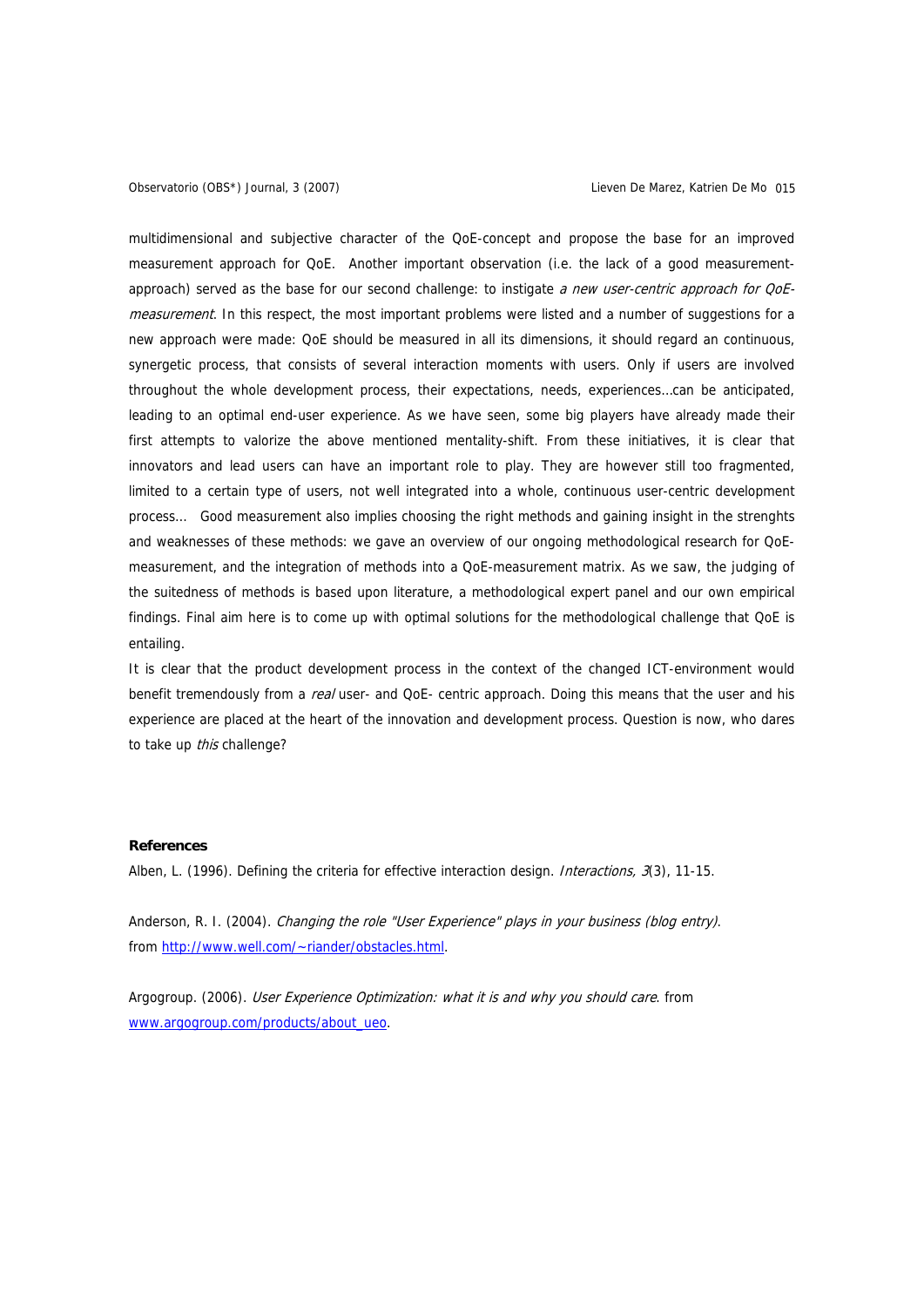multidimensional and subjective character of the QoE-concept and propose the base for an improved measurement approach for QoE. Another important observation (i.e. the lack of a good measurement-approach) served as the base for our second challenge: to instigate *a new user-centric approach for QoE-measurement*. In this respect, the most important problems were listed and a number of suggestions for a new approach were made: QoE should be measured in all its dimensions, it should regard an continuous, synergetic process, that consists of several interaction moments with users. Only if users are involved throughout the whole development process, their expectations, needs, experiences…can be anticipated, leading to an optimal end-user experience. As we have seen, some big players have already made their first attempts to valorize the above mentioned mentality-shift. From these initiatives, it is clear that innovators and lead users can have an important role to play. They are however still too fragmented, limited to a certain type of users, not well integrated into a whole, continuous user-centric development process... Good measurement also implies choosing the right methods and gaining insight in the strenghts and weaknesses of these methods: we gave an overview of our ongoing methodological research for QoE-measurement, and the integration of methods into a QoE-measurement matrix. As we saw, the judging of the suitedness of methods is based upon literature, a methodological expert panel and our own empirical findings. Final aim here is to come up with optimal solutions for the methodological challenge that QoE is entailing.

It is clear that the product development process in the context of the changed ICT-environment would benefit tremendously from a *real* user- and QoE- centric approach. Doing this means that the user and his experience are placed at the heart of the innovation and development process. Question is now, who dares to take up *this* challenge?

**References**

Alben, L. (1996). Defining the criteria for effective interaction design. *Interactions, 3*(3), 11-15.

Anderson, R. I. (2004). *Changing the role "User Experience" plays in your business (blog entry)*. from http://www.well.com/~riander/obstacles.html.

Argogroup. (2006). *User Experience Optimization: what it is and why you should care*. from www.argogroup.com/products/about_ueo.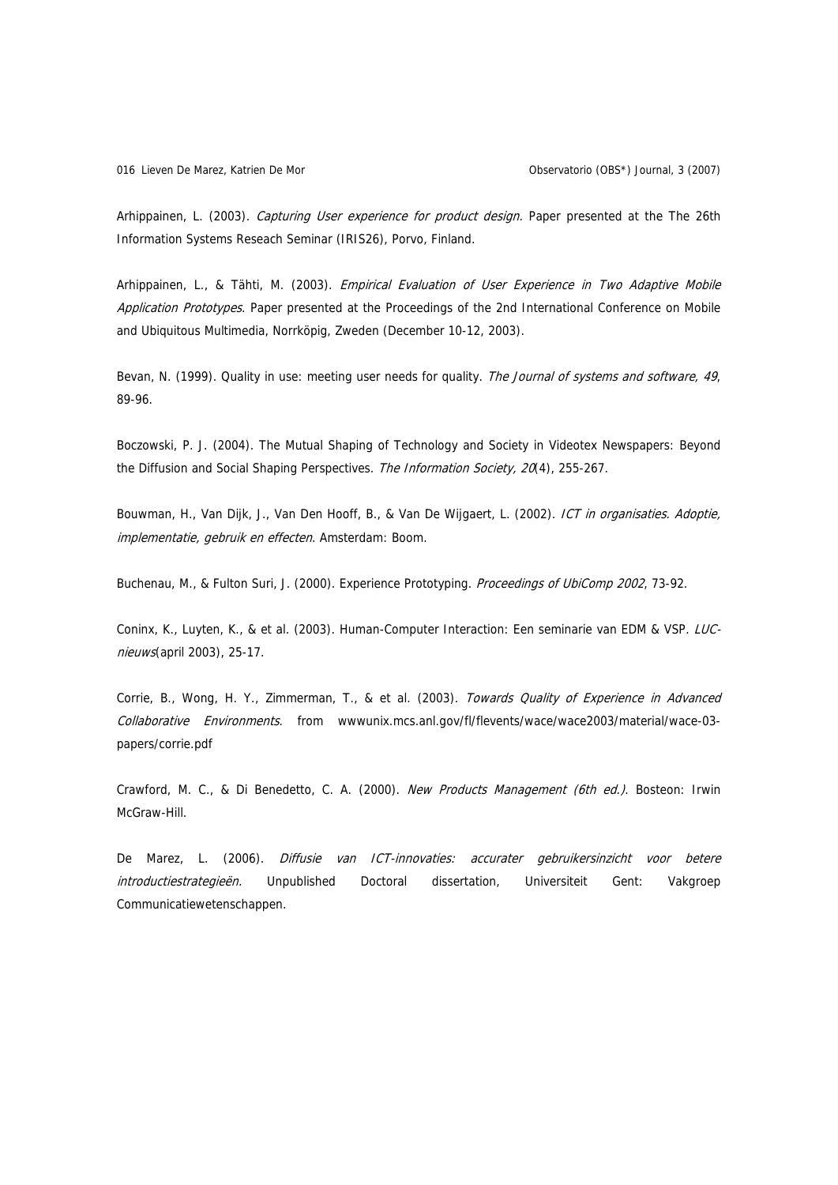Arhippainen, L. (2003). *Capturing User experience for product design.* Paper presented at the The 26th Information Systems Reseach Seminar (IRIS26), Porvo, Finland.

Arhippainen, L., & Tähti, M. (2003). *Empirical Evaluation of User Experience in Two Adaptive Mobile Application Prototypes*. Paper presented at the Proceedings of the 2nd International Conference on Mobile and Ubiquitous Multimedia, Norrköpig, Zweden (December 10-12, 2003).

Bevan, N. (1999). Quality in use: meeting user needs for quality. *The Journal of systems and software, 49*, 89-96.

Boczowski, P. J. (2004). The Mutual Shaping of Technology and Society in Videotex Newspapers: Beyond the Diffusion and Social Shaping Perspectives. *The Information Society, 20*(4), 255-267.

Bouwman, H., Van Dijk, J., Van Den Hooff, B., & Van De Wijgaert, L. (2002). *ICT in organisaties. Adoptie, implementatie, gebruik en effecten*. Amsterdam: Boom.

Buchenau, M., & Fulton Suri, J. (2000). Experience Prototyping. *Proceedings of UbiComp 2002*, 73-92.

Coninx, K., Luyten, K., & et al. (2003). Human-Computer Interaction: Een seminarie van EDM & VSP. *LUC-nieuws*(april 2003), 25-17.

Corrie, B., Wong, H. Y., Zimmerman, T., & et al. (2003). *Towards Quality of Experience in Advanced Collaborative Environments*. from wwwunix.mcs.anl.gov/fl/flevents/wace/wace2003/material/wace-03-papers/corrie.pdf

Crawford, M. C., & Di Benedetto, C. A. (2000). *New Products Management (6th ed.)*. Bosteon: Irwin McGraw-Hill.

De Marez, L. (2006). *Diffusie van ICT-innovaties: accurater gebruikersinzicht voor betere introductiestrategieën.* Unpublished Doctoral dissertation, Universiteit Gent: Vakgroep Communicatiewetenschappen.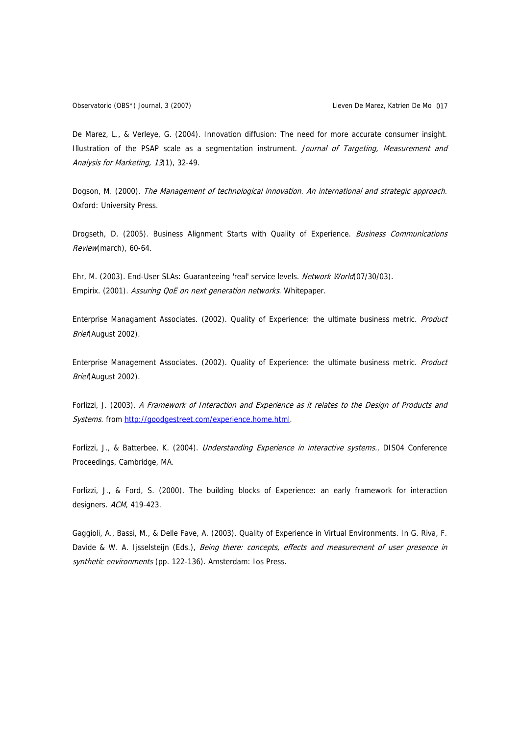De Marez, L., & Verleye, G. (2004). Innovation diffusion: The need for more accurate consumer insight. Illustration of the PSAP scale as a segmentation instrument. *Journal of Targeting, Measurement and Analysis for Marketing, 13*(1), 32-49.

Dogson, M. (2000). *The Management of technological innovation. An international and strategic approach.* Oxford: University Press.

Drogseth, D. (2005). Business Alignment Starts with Quality of Experience. *Business Communications Review*(march), 60-64.

Ehr, M. (2003). End-User SLAs: Guaranteeing 'real' service levels. *Network World*(07/30/03).
Empirix. (2001). *Assuring QoE on next generation networks*. Whitepaper.

Enterprise Managament Associates. (2002). Quality of Experience: the ultimate business metric. *Product Brief*(August 2002).

Enterprise Management Associates. (2002). Quality of Experience: the ultimate business metric. *Product Brief*(August 2002).

Forlizzi, J. (2003). *A Framework of Interaction and Experience as it relates to the Design of Products and Systems*. from http://goodgestreet.com/experience.home.html.

Forlizzi, J., & Batterbee, K. (2004). *Understanding Experience in interactive systems.*, DIS04 Conference Proceedings, Cambridge, MA.

Forlizzi, J., & Ford, S. (2000). The building blocks of Experience: an early framework for interaction designers. *ACM*, 419-423.

Gaggioli, A., Bassi, M., & Delle Fave, A. (2003). Quality of Experience in Virtual Environments. In G. Riva, F. Davide & W. A. Ijsselsteijn (Eds.), *Being there: concepts, effects and measurement of user presence in synthetic environments* (pp. 122-136). Amsterdam: Ios Press.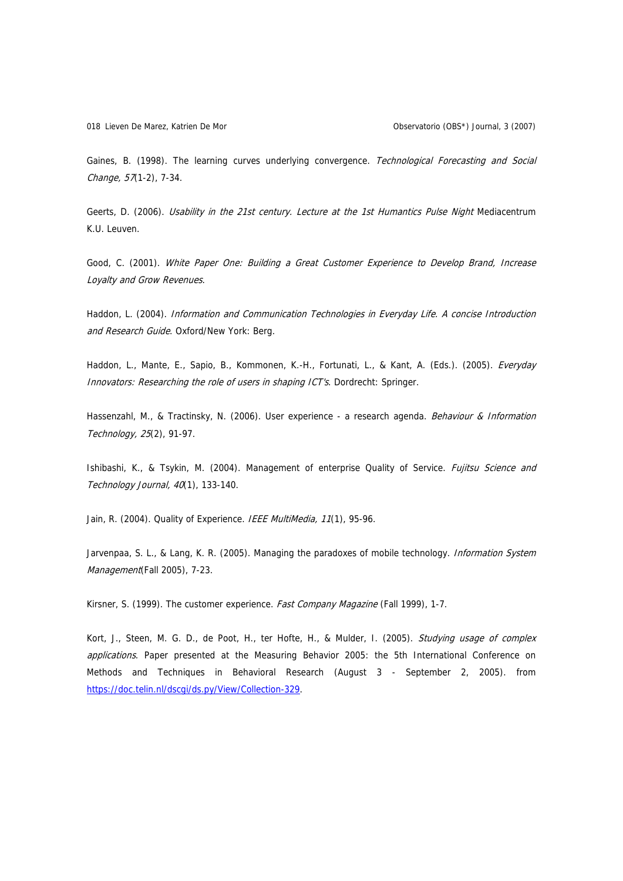Gaines, B. (1998). The learning curves underlying convergence. *Technological Forecasting and Social Change, 57*(1-2), 7-34.

Geerts, D. (2006). *Usability in the 21st century. Lecture at the 1st Humantics Pulse Night* Mediacentrum K.U. Leuven.

Good, C. (2001). *White Paper One: Building a Great Customer Experience to Develop Brand, Increase Loyalty and Grow Revenues*.

Haddon, L. (2004). *Information and Communication Technologies in Everyday Life. A concise Introduction and Research Guide*. Oxford/New York: Berg.

Haddon, L., Mante, E., Sapio, B., Kommonen, K.-H., Fortunati, L., & Kant, A. (Eds.). (2005). *Everyday Innovators: Researching the role of users in shaping ICT's*. Dordrecht: Springer.

Hassenzahl, M., & Tractinsky, N. (2006). User experience - a research agenda. *Behaviour & Information Technology, 25*(2), 91-97.

Ishibashi, K., & Tsykin, M. (2004). Management of enterprise Quality of Service. *Fujitsu Science and Technology Journal, 40*(1), 133-140.

Jain, R. (2004). Quality of Experience. *IEEE MultiMedia, 11*(1), 95-96.

Jarvenpaa, S. L., & Lang, K. R. (2005). Managing the paradoxes of mobile technology. *Information System Management*(Fall 2005), 7-23.

Kirsner, S. (1999). The customer experience. *Fast Company Magazine* (Fall 1999), 1-7.

Kort, J., Steen, M. G. D., de Poot, H., ter Hofte, H., & Mulder, I. (2005). *Studying usage of complex applications*. Paper presented at the Measuring Behavior 2005: the 5th International Conference on Methods and Techniques in Behavioral Research (August 3 - September 2, 2005). from https://doc.telin.nl/dscgi/ds.py/View/Collection-329.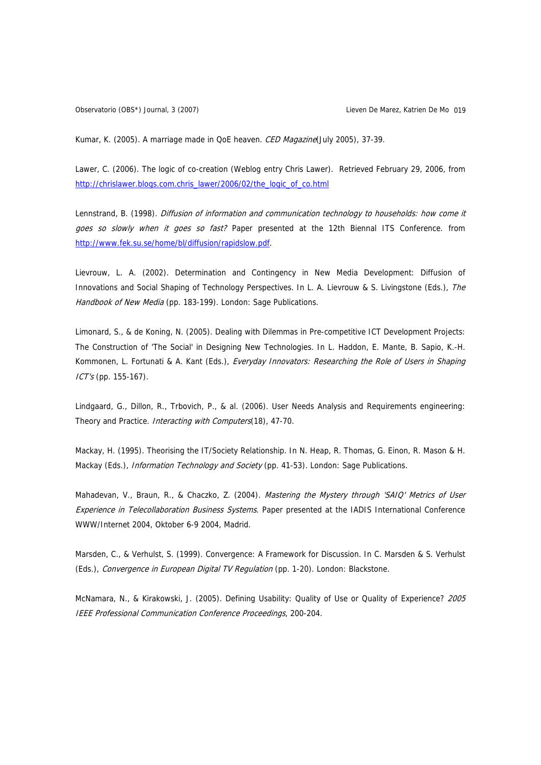Kumar, K. (2005). A marriage made in QoE heaven. *CED Magazine*(July 2005), 37-39.

Lawer, C. (2006). The logic of co-creation (Weblog entry Chris Lawer). Retrieved February 29, 2006, from http://chrislawer.blogs.com.chris_lawer/2006/02/the_logic_of_co.html

Lennstrand, B. (1998). *Diffusion of information and communication technology to households: how come it goes so slowly when it goes so fast?* Paper presented at the 12th Biennal ITS Conference. from http://www.fek.su.se/home/bl/diffusion/rapidslow.pdf.

Lievrouw, L. A. (2002). Determination and Contingency in New Media Development: Diffusion of Innovations and Social Shaping of Technology Perspectives. In L. A. Lievrouw & S. Livingstone (Eds.), *The Handbook of New Media* (pp. 183-199). London: Sage Publications.

Limonard, S., & de Koning, N. (2005). Dealing with Dilemmas in Pre-competitive ICT Development Projects: The Construction of 'The Social' in Designing New Technologies. In L. Haddon, E. Mante, B. Sapio, K.-H. Kommonen, L. Fortunati & A. Kant (Eds.), *Everyday Innovators: Researching the Role of Users in Shaping ICT's* (pp. 155-167).

Lindgaard, G., Dillon, R., Trbovich, P., & al. (2006). User Needs Analysis and Requirements engineering: Theory and Practice. *Interacting with Computers*(18), 47-70.

Mackay, H. (1995). Theorising the IT/Society Relationship. In N. Heap, R. Thomas, G. Einon, R. Mason & H. Mackay (Eds.), *Information Technology and Society* (pp. 41-53). London: Sage Publications.

Mahadevan, V., Braun, R., & Chaczko, Z. (2004). *Mastering the Mystery through 'SAIQ' Metrics of User Experience in Telecollaboration Business Systems*. Paper presented at the IADIS International Conference WWW/Internet 2004, Oktober 6-9 2004, Madrid.

Marsden, C., & Verhulst, S. (1999). Convergence: A Framework for Discussion. In C. Marsden & S. Verhulst (Eds.), *Convergence in European Digital TV Regulation* (pp. 1-20). London: Blackstone.

McNamara, N., & Kirakowski, J. (2005). Defining Usability: Quality of Use or Quality of Experience? *2005 IEEE Professional Communication Conference Proceedings*, 200-204.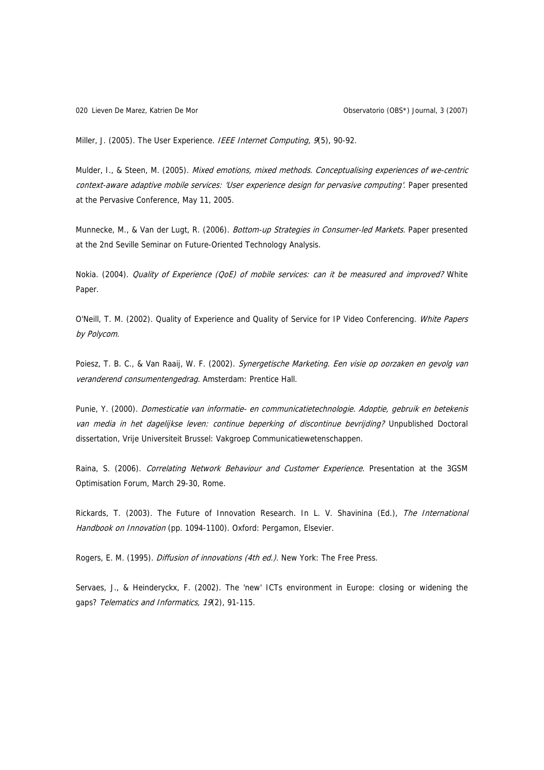Miller, J. (2005). The User Experience. *IEEE Internet Computing, 9*(5), 90-92.

Mulder, I., & Steen, M. (2005). *Mixed emotions, mixed methods. Conceptualising experiences of we-centric context-aware adaptive mobile services: 'User experience design for pervasive computing'.* Paper presented at the Pervasive Conference, May 11, 2005.

Munnecke, M., & Van der Lugt, R. (2006). *Bottom-up Strategies in Consumer-led Markets.* Paper presented at the 2nd Seville Seminar on Future-Oriented Technology Analysis.

Nokia. (2004). *Quality of Experience (QoE) of mobile services: can it be measured and improved?* White Paper.

O'Neill, T. M. (2002). Quality of Experience and Quality of Service for IP Video Conferencing. *White Papers by Polycom*.

Poiesz, T. B. C., & Van Raaij, W. F. (2002). *Synergetische Marketing. Een visie op oorzaken en gevolg van veranderend consumentengedrag*. Amsterdam: Prentice Hall.

Punie, Y. (2000). *Domesticatie van informatie- en communicatietechnologie. Adoptie, gebruik en betekenis van media in het dagelijkse leven: continue beperking of discontinue bevrijding?* Unpublished Doctoral dissertation, Vrije Universiteit Brussel: Vakgroep Communicatiewetenschappen.

Raina, S. (2006). *Correlating Network Behaviour and Customer Experience*. Presentation at the 3GSM Optimisation Forum, March 29-30, Rome.

Rickards, T. (2003). The Future of Innovation Research. In L. V. Shavinina (Ed.), *The International Handbook on Innovation* (pp. 1094-1100). Oxford: Pergamon, Elsevier.

Rogers, E. M. (1995). *Diffusion of innovations (4th ed.)*. New York: The Free Press.

Servaes, J., & Heinderyckx, F. (2002). The 'new' ICTs environment in Europe: closing or widening the gaps? *Telematics and Informatics, 19*(2), 91-115.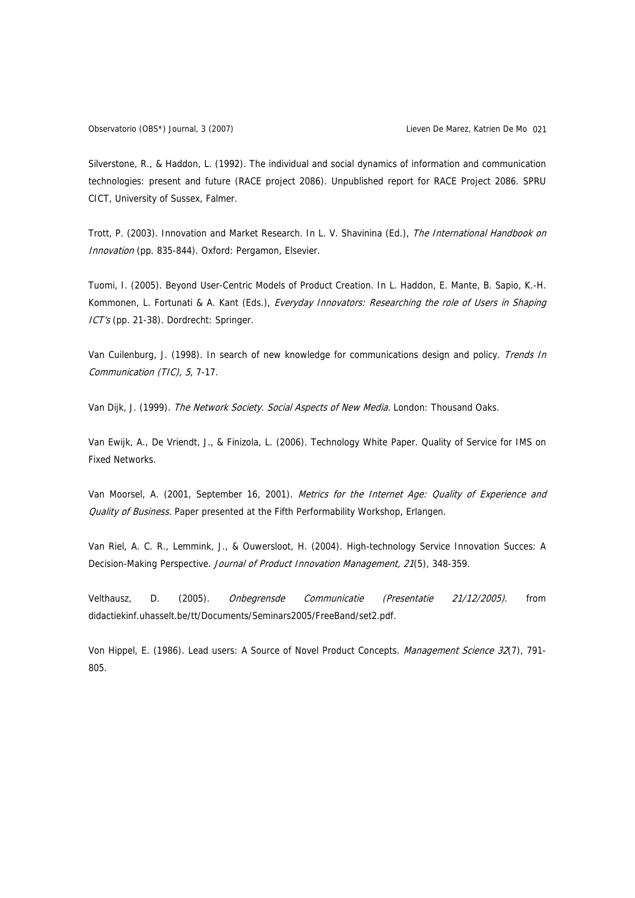Silverstone, R., & Haddon, L. (1992). The individual and social dynamics of information and communication technologies: present and future (RACE project 2086). Unpublished report for RACE Project 2086. SPRU CICT, University of Sussex, Falmer.

Trott, P. (2003). Innovation and Market Research. In L. V. Shavinina (Ed.), *The International Handbook on Innovation* (pp. 835-844). Oxford: Pergamon, Elsevier.

Tuomi, I. (2005). Beyond User-Centric Models of Product Creation. In L. Haddon, E. Mante, B. Sapio, K.-H. Kommonen, L. Fortunati & A. Kant (Eds.), *Everyday Innovators: Researching the role of Users in Shaping ICT's* (pp. 21-38). Dordrecht: Springer.

Van Cuilenburg, J. (1998). In search of new knowledge for communications design and policy. *Trends In Communication (TIC), 5*, 7-17.

Van Dijk, J. (1999). *The Network Society. Social Aspects of New Media.* London: Thousand Oaks.

Van Ewijk, A., De Vriendt, J., & Finizola, L. (2006). Technology White Paper. Quality of Service for IMS on Fixed Networks.

Van Moorsel, A. (2001, September 16, 2001). *Metrics for the Internet Age: Quality of Experience and Quality of Business.* Paper presented at the Fifth Performability Workshop, Erlangen.

Van Riel, A. C. R., Lemmink, J., & Ouwersloot, H. (2004). High-technology Service Innovation Succes: A Decision-Making Perspective. *Journal of Product Innovation Management, 21*(5), 348-359.

Velthausz, D. (2005). *Onbegrensde Communicatie (Presentatie 21/12/2005).* from didactiekinf.uhasselt.be/tt/Documents/Seminars2005/FreeBand/set2.pdf.

Von Hippel, E. (1986). Lead users: A Source of Novel Product Concepts. *Management Science 32*(7), 791-805.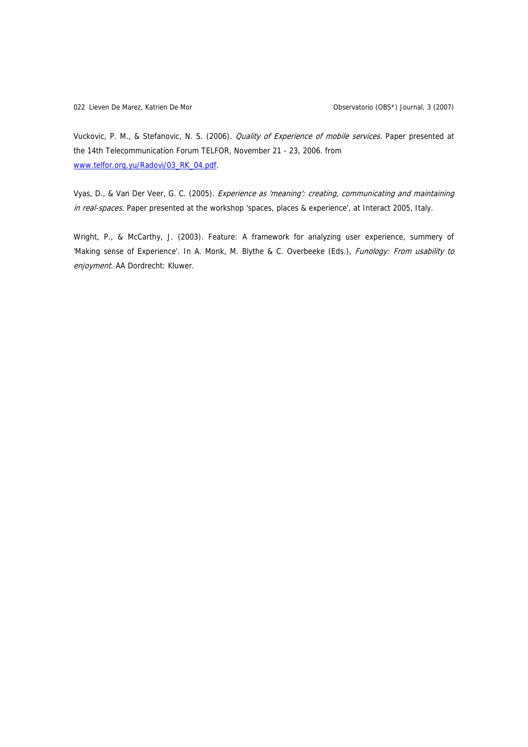Vuckovic, P. M., & Stefanovic, N. S. (2006). *Quality of Experience of mobile services.* Paper presented at the 14th Telecommunication Forum TELFOR, November 21 - 23, 2006. from [www.telfor.org.yu/Radovi/03_RK_04.pdf](www.telfor.org.yu/Radovi/03_RK_04.pdf).

Vyas, D., & Van Der Veer, G. C. (2005). *Experience as 'meaning': creating, communicating and maintaining in real-spaces.* Paper presented at the workshop 'spaces, places & experience', at Interact 2005, Italy.

Wright, P., & McCarthy, J. (2003). Feature: A framework for analyzing user experience, summery of 'Making sense of Experience'. In A. Monk, M. Blythe & C. Overbeeke (Eds.), *Funology: From usability to enjoyment*. AA Dordrecht: Kluwer.